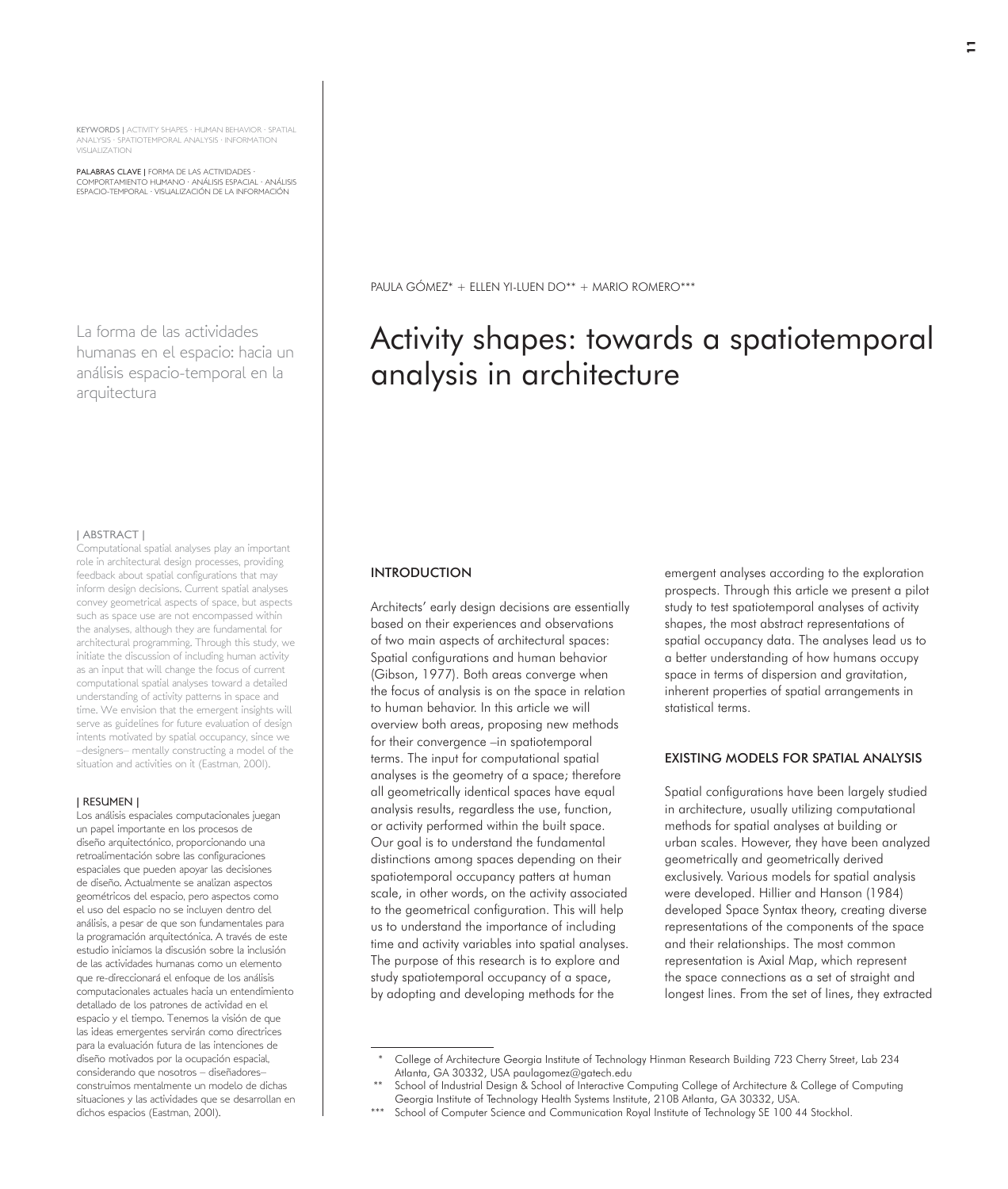KEYWORDS | ACTIVITY SHAPES · HUMAN BEHAVIOR · SPATIAL ANALYSIS · SPATIOTEMPORAL ANALYSIS · INFORMATION VISUALIZATION

PALABRAS CLAVE | FORMA DE LAS ACTIVIDADES · COMPORTAMIENTO HUMANO · ANÁLISIS ESPACIAL · ANÁLISIS ESPACIO-TEMPORAL · VISUALIZACIÓN DE LA INFORMACIÓN

PAULA GÓMEZ* + ELLEN YI-LUEN DO** + MARIO ROMERO***

# Activity shapes: towards a spatiotemporal analysis in architecture

## La forma de las actividades humanas en el espacio: hacia un análisis espacio-temporal en la arquitectura

| ABSTRACT |

Computational spatial analyses play an important role in architectural design processes, providing feedback about spatial configurations that may inform design decisions. Current spatial analyses convey geometrical aspects of space, but aspects such as space use are not encompassed within the analyses, although they are fundamental for architectural programming. Through this study, we initiate the discussion of including human activity as an input that will change the focus of current computational spatial analyses toward a detailed understanding of activity patterns in space and time. We envision that the emergent insights will serve as guidelines for future evaluation of design intents motivated by spatial occupancy, since we –designers– mentally constructing a model of the situation and activities on it (Eastman, 2001).

| RESUMEN |

Los análisis espaciales computacionales juegan un papel importante en los procesos de diseño arquitectónico, proporcionando una retroalimentación sobre las configuraciones espaciales que pueden apoyar las decisiones de diseño. Actualmente se analizan aspectos geométricos del espacio, pero aspectos como el uso del espacio no se incluyen dentro del análisis, a pesar de que son fundamentales para la programación arquitectónica. A través de este estudio iniciamos la discusión sobre la inclusión de las actividades humanas como un elemento que re-direccionará el enfoque de los análisis computacionales actuales hacia un entendimiento detallado de los patrones de actividad en el espacio y el tiempo. Tenemos la visión de que las ideas emergentes servirán como directrices para la evaluación futura de las intenciones de diseño motivados por la ocupación espacial, considerando que nosotros – diseñadores– construimos mentalmente un modelo de dichas situaciones y las actividades que se desarrollan en dichos espacios (Eastman, 2001).

## INTRODUCTION

Architects' early design decisions are essentially based on their experiences and observations of two main aspects of architectural spaces: Spatial configurations and human behavior (Gibson, 1977). Both areas converge when the focus of analysis is on the space in relation to human behavior. In this article we will overview both areas, proposing new methods for their convergence –in spatiotemporal terms. The input for computational spatial analyses is the geometry of a space; therefore all geometrically identical spaces have equal analysis results, regardless the use, function, or activity performed within the built space. Our goal is to understand the fundamental distinctions among spaces depending on their spatiotemporal occupancy patters at human scale, in other words, on the activity associated to the geometrical configuration. This will help us to understand the importance of including time and activity variables into spatial analyses. The purpose of this research is to explore and study spatiotemporal occupancy of a space, by adopting and developing methods for the emergent analyses according to the exploration prospects. Through this article we present a pilot study to test spatiotemporal analyses of activity shapes, the most abstract representations of spatial occupancy data. The analyses lead us to a better understanding of how humans occupy space in terms of dispersion and gravitation, inherent properties of spatial arrangements in statistical terms.

## EXISTING MODELS FOR SPATIAL ANALYSIS

Spatial configurations have been largely studied in architecture, usually utilizing computational methods for spatial analyses at building or urban scales. However, they have been analyzed geometrically and geometrically derived exclusively. Various models for spatial analysis were developed. Hillier and Hanson (1984) developed Space Syntax theory, creating diverse representations of the components of the space and their relationships. The most common representation is Axial Map, which represent the space connections as a set of straight and longest lines. From the set of lines, they extracted

\* College of Architecture Georgia Institute of Technology Hinman Research Building 723 Cherry Street, Lab 234 Atlanta, GA 30332, USA paulagomez@gatech.edu

\*\* School of Industrial Design & School of Interactive Computing College of Architecture & College of Computing Georgia Institute of Technology Health Systems Institute, 210B Atlanta, GA 30332, USA.

\*\*\* School of Computer Science and Communication Royal Institute of Technology SE 100 44 Stockhol.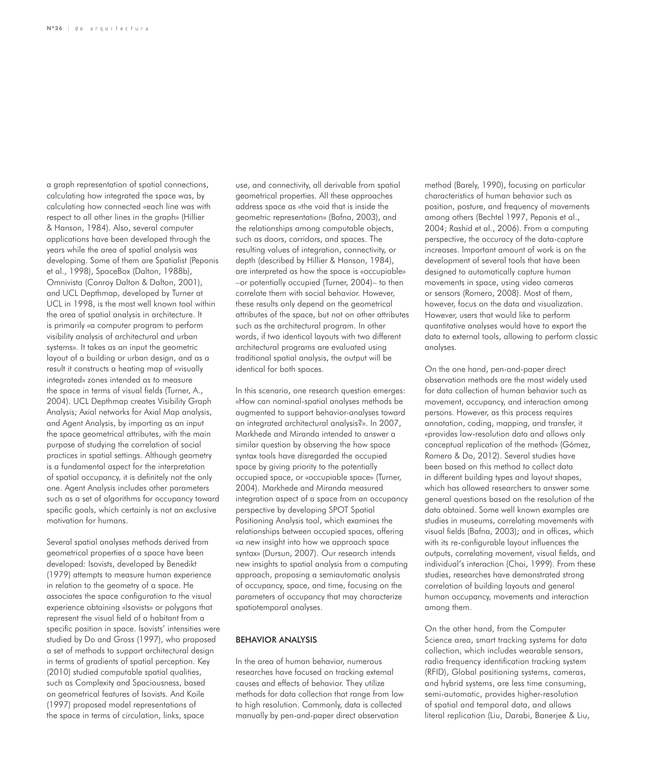a graph representation of spatial connections, calculating how integrated the space was, by calculating how connected «each line was with respect to all other lines in the graph» (Hillier & Hanson, 1984). Also, several computer applications have been developed through the years while the area of spatial analysis was developing. Some of them are Spatialist (Peponis et al., 1998), SpaceBox (Dalton, 1988b), Omnivista (Conroy Dalton & Dalton, 2001), and UCL Depthmap, developed by Turner at UCL in 1998, is the most well known tool within the area of spatial analysis in architecture. It is primarily «a computer program to perform visibility analysis of architectural and urban systems». It takes as an input the geometric layout of a building or urban design, and as a result it constructs a heating map of «visually integrated» zones intended as to measure the space in terms of visual fields (Turner, A., 2004). UCL Depthmap creates Visibility Graph Analysis; Axial networks for Axial Map analysis, and Agent Analysis, by importing as an input the space geometrical attributes, with the main purpose of studying the correlation of social practices in spatial settings. Although geometry is a fundamental aspect for the interpretation of spatial occupancy, it is definitely not the only one. Agent Analysis includes other parameters such as a set of algorithms for occupancy toward specific goals, which certainly is not an exclusive motivation for humans.

Several spatial analyses methods derived from geometrical properties of a space have been developed: Isovists, developed by Benedikt (1979) attempts to measure human experience in relation to the geometry of a space. He associates the space configuration to the visual experience obtaining «Isovists» or polygons that represent the visual field of a habitant from a specific position in space. Isovists' intensities were studied by Do and Gross (1997), who proposed a set of methods to support architectural design in terms of gradients of spatial perception. Key (2010) studied computable spatial qualities, such as Complexity and Spaciousness, based on geometrical features of Isovists. And Koile (1997) proposed model representations of the space in terms of circulation, links, space use, and connectivity, all derivable from spatial geometrical properties. All these approaches address space as «the void that is inside the geometric representation» (Bafna, 2003), and the relationships among computable objects, such as doors, corridors, and spaces. The resulting values of integration, connectivity, or depth (described by Hillier & Hanson, 1984), are interpreted as how the space is «occupiable» –or potentially occupied (Turner, 2004)– to then correlate them with social behavior. However, these results only depend on the geometrical attributes of the space, but not on other attributes such as the architectural program. In other words, if two identical layouts with two different architectural programs are evaluated using traditional spatial analysis, the output will be identical for both spaces.

In this scenario, one research question emerges: «How can nominal-spatial analyses methods be augmented to support behavior-analyses toward an integrated architectural analysis?». In 2007, Markhede and Miranda intended to answer a similar question by observing the how space syntax tools have disregarded the occupied space by giving priority to the potentially occupied space, or «occupiable space» (Turner, 2004). Markhede and Miranda measured integration aspect of a space from an occupancy perspective by developing SPOT Spatial Positioning Analysis tool, which examines the relationships between occupied spaces, offering «a new insight into how we approach space syntax» (Dursun, 2007). Our research intends new insights to spatial analysis from a computing approach, proposing a semiautomatic analysis of occupancy, space, and time, focusing on the parameters of occupancy that may characterize spatiotemporal analyses.

## BEHAVIOR ANALYSIS

In the area of human behavior, numerous researches have focused on tracking external causes and effects of behavior. They utilize methods for data collection that range from low to high resolution. Commonly, data is collected manually by pen-and-paper direct observation method (Barely, 1990), focusing on particular characteristics of human behavior such as position, posture, and frequency of movements among others (Bechtel 1997, Peponis et al., 2004; Rashid et al., 2006). From a computing perspective, the accuracy of the data-capture increases. Important amount of work is on the development of several tools that have been designed to automatically capture human movements in space, using video cameras or sensors (Romero, 2008). Most of them, however, focus on the data and visualization. However, users that would like to perform quantitative analyses would have to export the data to external tools, allowing to perform classic analyses.

On the one hand, pen-and-paper direct observation methods are the most widely used for data collection of human behavior such as movement, occupancy, and interaction among persons. However, as this process requires annotation, coding, mapping, and transfer, it «provides low-resolution data and allows only conceptual replication of the method» (Gómez, Romero & Do, 2012). Several studies have been based on this method to collect data in different building types and layout shapes, which has allowed researchers to answer some general questions based on the resolution of the data obtained. Some well known examples are studies in museums, correlating movements with visual fields (Bafna, 2003); and in offices, which with its re-configurable layout influences the outputs, correlating movement, visual fields, and individual's interaction (Choi, 1999). From these studies, researches have demonstrated strong correlation of building layouts and general human occupancy, movements and interaction among them.

On the other hand, from the Computer Science area, smart tracking systems for data collection, which includes wearable sensors, radio frequency identification tracking system (RFID), Global positioning systems, cameras, and hybrid systems, are less time consuming, semi-automatic, provides higher-resolution of spatial and temporal data, and allows literal replication (Liu, Darabi, Banerjee & Liu,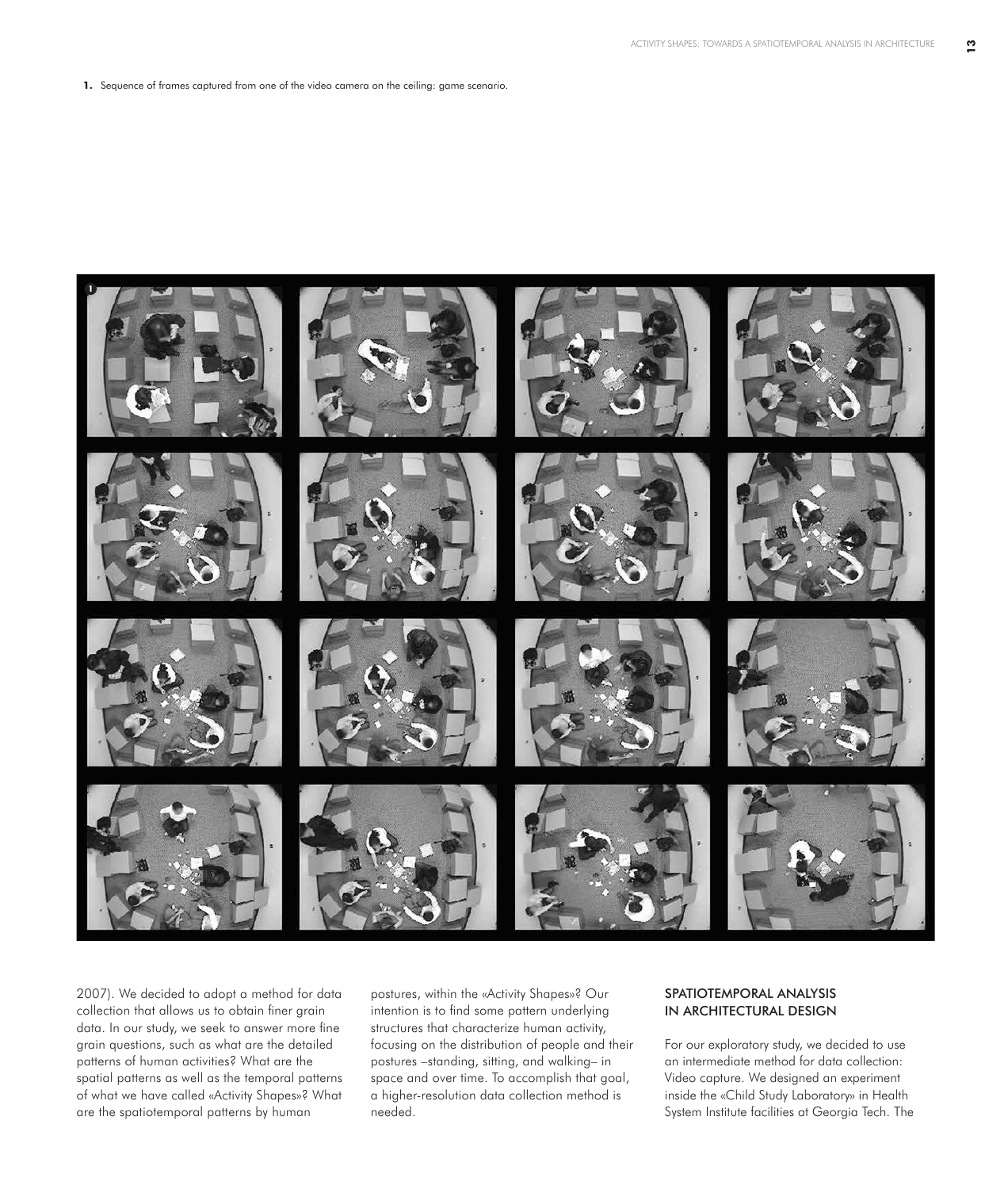**1.** Sequence of frames captured from one of the video camera on the ceiling: game scenario.

2007). We decided to adopt a method for data collection that allows us to obtain finer grain data. In our study, we seek to answer more fine grain questions, such as what are the detailed patterns of human activities? What are the spatial patterns as well as the temporal patterns of what we have called «Activity Shapes»? What are the spatiotemporal patterns by human postures, within the «Activity Shapes»? Our intention is to find some pattern underlying structures that characterize human activity, focusing on the distribution of people and their postures –standing, sitting, and walking– in space and over time. To accomplish that goal, a higher-resolution data collection method is needed.

## SPATIOTEMPORAL ANALYSIS IN ARCHITECTURAL DESIGN

For our exploratory study, we decided to use an intermediate method for data collection: Video capture. We designed an experiment inside the «Child Study Laboratory» in Health System Institute facilities at Georgia Tech. The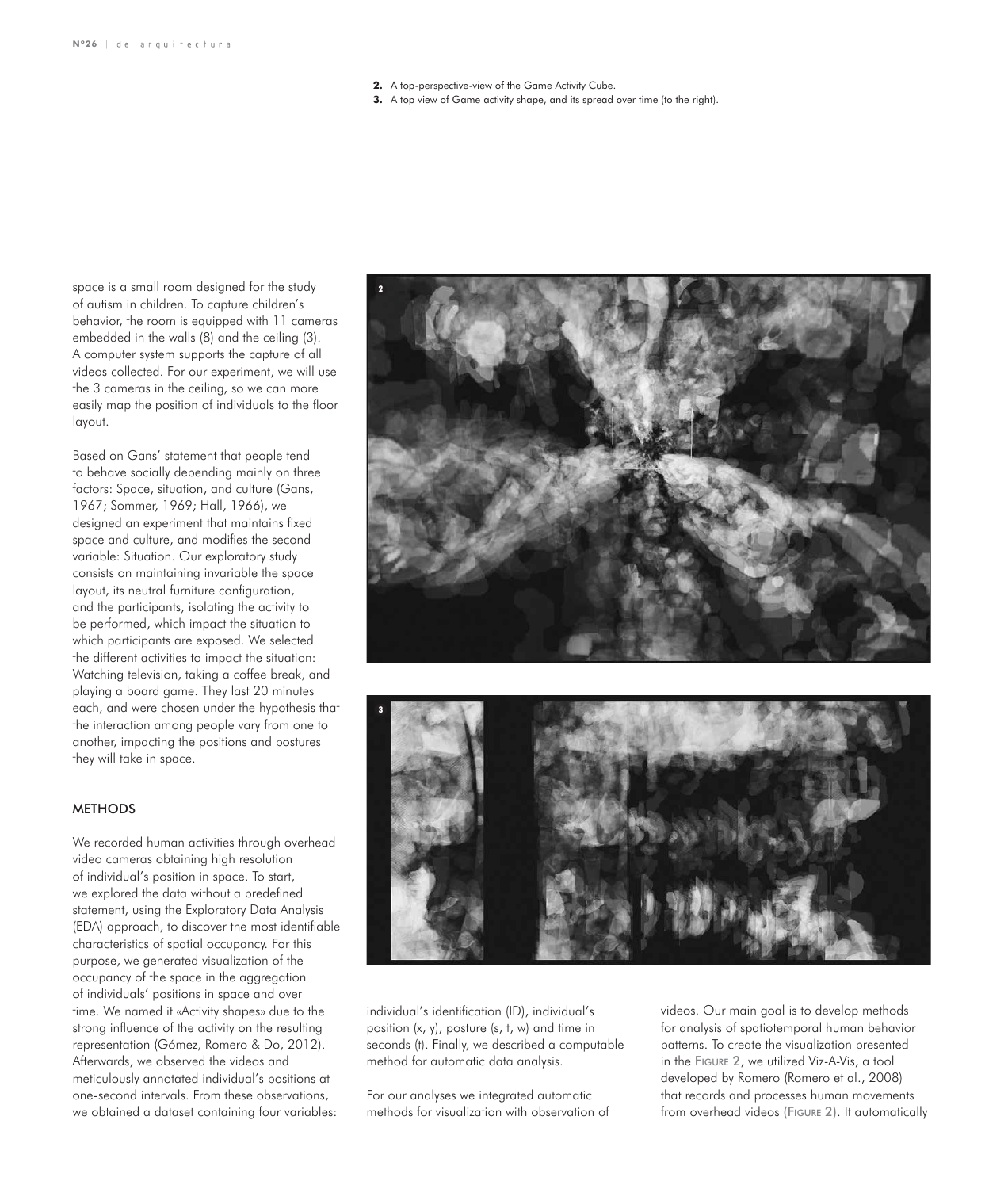2. A top-perspective-view of the Game Activity Cube.
3. A top view of Game activity shape, and its spread over time (to the right).

space is a small room designed for the study of autism in children. To capture children's behavior, the room is equipped with 11 cameras embedded in the walls (8) and the ceiling (3). A computer system supports the capture of all videos collected. For our experiment, we will use the 3 cameras in the ceiling, so we can more easily map the position of individuals to the floor layout.

Based on Gans' statement that people tend to behave socially depending mainly on three factors: Space, situation, and culture (Gans, 1967; Sommer, 1969; Hall, 1966), we designed an experiment that maintains fixed space and culture, and modifies the second variable: Situation. Our exploratory study consists on maintaining invariable the space layout, its neutral furniture configuration, and the participants, isolating the activity to be performed, which impact the situation to which participants are exposed. We selected the different activities to impact the situation: Watching television, taking a coffee break, and playing a board game. They last 20 minutes each, and were chosen under the hypothesis that the interaction among people vary from one to another, impacting the positions and postures they will take in space.

## METHODS

We recorded human activities through overhead video cameras obtaining high resolution of individual's position in space. To start, we explored the data without a predefined statement, using the Exploratory Data Analysis (EDA) approach, to discover the most identifiable characteristics of spatial occupancy. For this purpose, we generated visualization of the occupancy of the space in the aggregation of individuals' positions in space and over time. We named it «Activity shapes» due to the strong influence of the activity on the resulting representation (Gómez, Romero & Do, 2012). Afterwards, we observed the videos and meticulously annotated individual's positions at one-second intervals. From these observations, we obtained a dataset containing four variables: individual's identification (ID), individual's position (x, y), posture (s, t, w) and time in seconds (t). Finally, we described a computable method for automatic data analysis.

For our analyses we integrated automatic methods for visualization with observation of videos. Our main goal is to develop methods for analysis of spatiotemporal human behavior patterns. To create the visualization presented in the Figure 2, we utilized Viz-A-Vis, a tool developed by Romero (Romero et al., 2008) that records and processes human movements from overhead videos (Figure 2). It automatically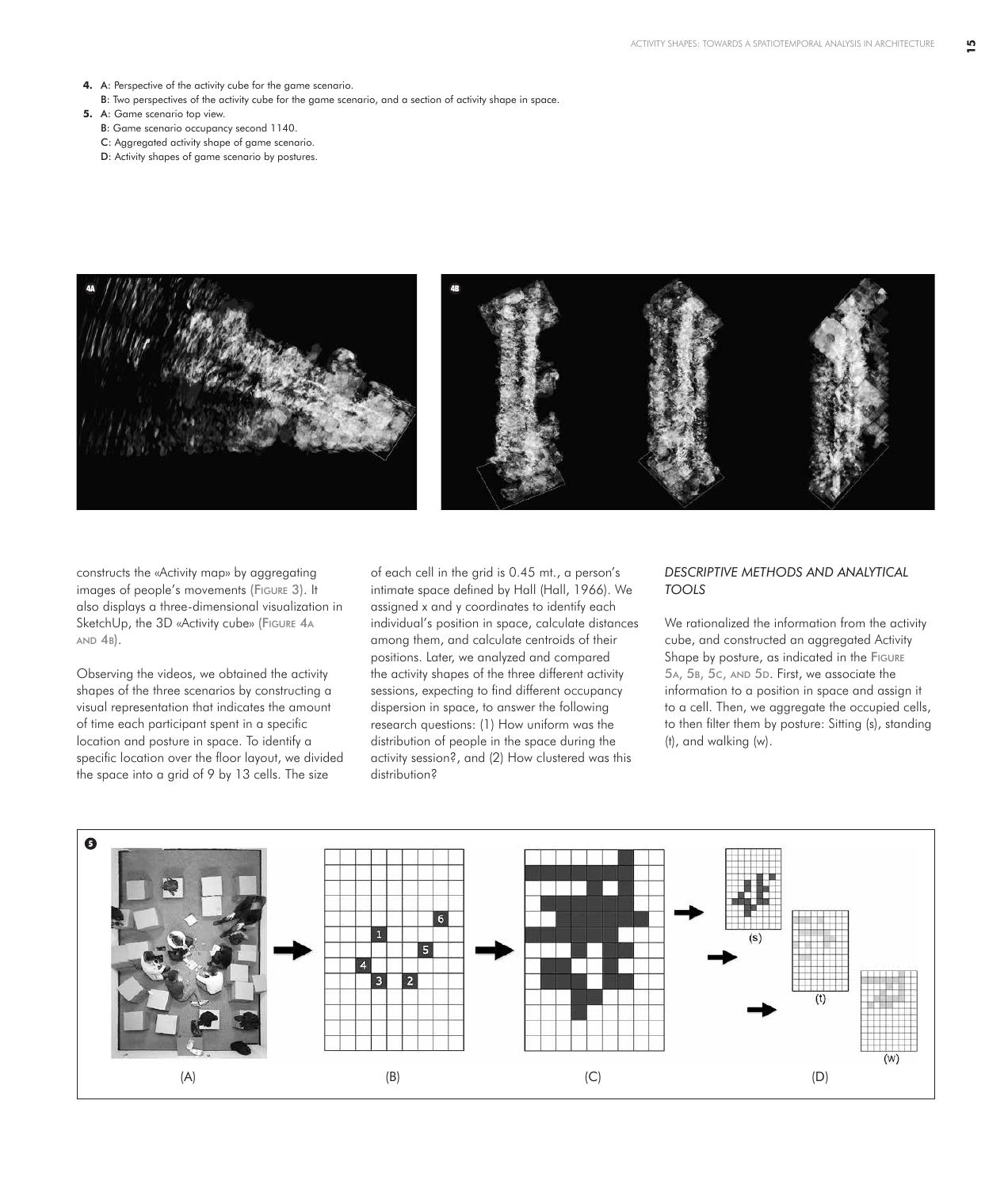**4.** **A**: Perspective of the activity cube for the game scenario.
**B**: Two perspectives of the activity cube for the game scenario, and a section of activity shape in space.

**5.** **A**: Game scenario top view.
**B**: Game scenario occupancy second 1140.
**C**: Aggregated activity shape of game scenario.
**D**: Activity shapes of game scenario by postures.

constructs the «Activity map» by aggregating images of people's movements (Figure 3). It also displays a three-dimensional visualization in SketchUp, the 3D «Activity cube» (Figure 4a and 4b).

Observing the videos, we obtained the activity shapes of the three scenarios by constructing a visual representation that indicates the amount of time each participant spent in a specific location and posture in space. To identify a specific location over the floor layout, we divided the space into a grid of 9 by 13 cells. The size of each cell in the grid is 0.45 mt., a person's intimate space defined by Hall (Hall, 1966). We assigned x and y coordinates to identify each individual's position in space, calculate distances among them, and calculate centroids of their positions. Later, we analyzed and compared the activity shapes of the three different activity sessions, expecting to find different occupancy dispersion in space, to answer the following research questions: (1) How uniform was the distribution of people in the space during the activity session?, and (2) How clustered was this distribution?

### *DESCRIPTIVE METHODS AND ANALYTICAL TOOLS*

We rationalized the information from the activity cube, and constructed an aggregated Activity Shape by posture, as indicated in the Figure 5a, 5b, 5c, and 5d. First, we associate the information to a position in space and assign it to a cell. Then, we aggregate the occupied cells, to then filter them by posture: Sitting (s), standing (t), and walking (w).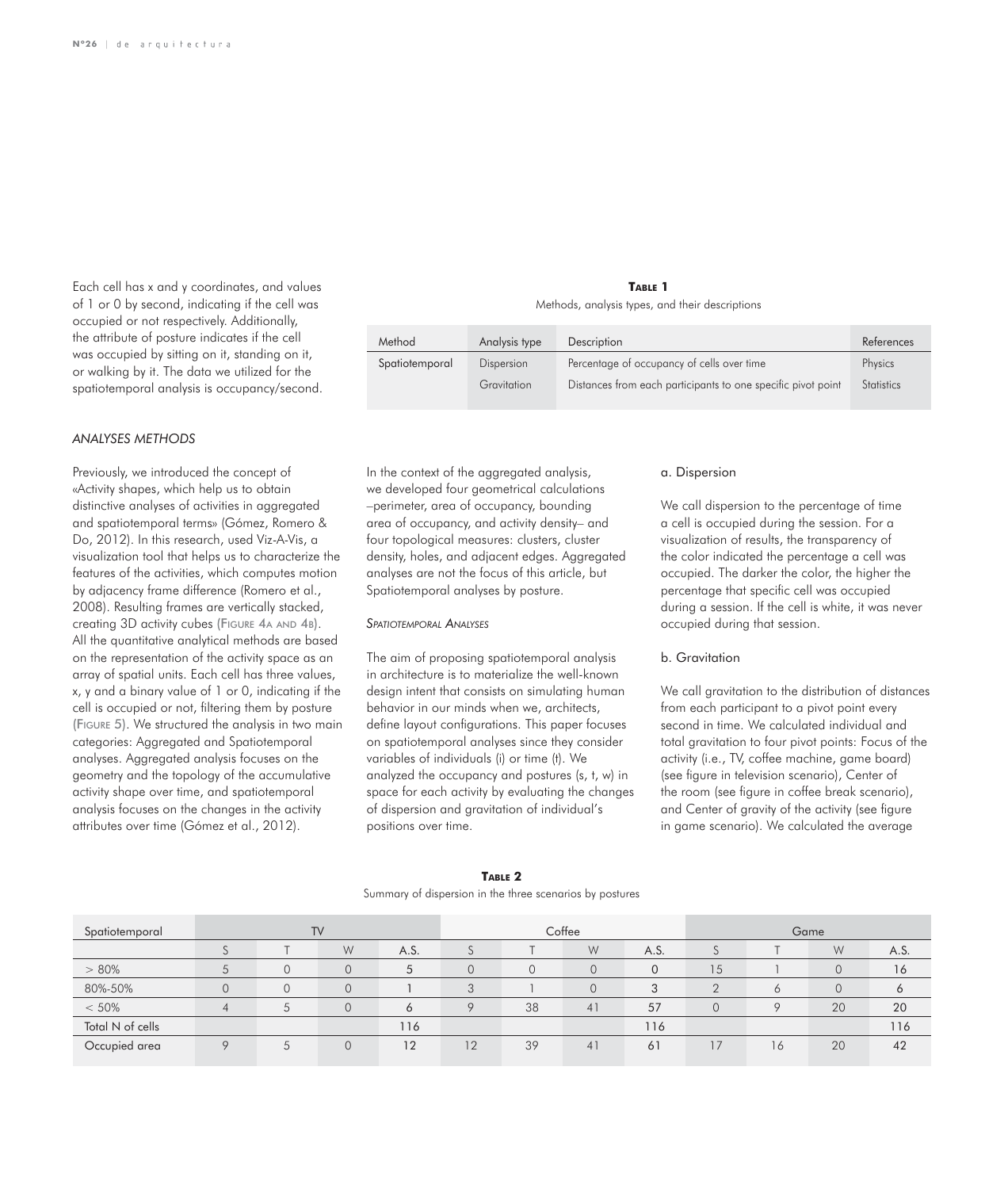Each cell has x and y coordinates, and values of 1 or 0 by second, indicating if the cell was occupied or not respectively. Additionally, the attribute of posture indicates if the cell was occupied by sitting on it, standing on it, or walking by it. The data we utilized for the spatiotemporal analysis is occupancy/second.

**Table 1**

Methods, analysis types, and their descriptions

| Method | Analysis type | Description | References |
|---|---|---|---|
| Spatiotemporal | Dispersion | Percentage of occupancy of cells over time | Physics |
| | Gravitation | Distances from each participants to one specific pivot point | Statistics |

### *ANALYSES METHODS*

Previously, we introduced the concept of «Activity shapes, which help us to obtain distinctive analyses of activities in aggregated and spatiotemporal terms» (Gómez, Romero & Do, 2012). In this research, used Viz-A-Vis, a visualization tool that helps us to characterize the features of the activities, which computes motion by adjacency frame difference (Romero et al., 2008). Resulting frames are vertically stacked, creating 3D activity cubes (Figure 4a and 4b). All the quantitative analytical methods are based on the representation of the activity space as an array of spatial units. Each cell has three values, x, y and a binary value of 1 or 0, indicating if the cell is occupied or not, filtering them by posture (Figure 5). We structured the analysis in two main categories: Aggregated and Spatiotemporal analyses. Aggregated analysis focuses on the geometry and the topology of the accumulative activity shape over time, and spatiotemporal analysis focuses on the changes in the activity attributes over time (Gómez et al., 2012).

In the context of the aggregated analysis, we developed four geometrical calculations –perimeter, area of occupancy, bounding area of occupancy, and activity density– and four topological measures: clusters, cluster density, holes, and adjacent edges. Aggregated analyses are not the focus of this article, but Spatiotemporal analyses by posture.

#### *Spatiotemporal Analyses*

The aim of proposing spatiotemporal analysis in architecture is to materialize the well-known design intent that consists on simulating human behavior in our minds when we, architects, define layout configurations. This paper focuses on spatiotemporal analyses since they consider variables of individuals (i) or time (t). We analyzed the occupancy and postures (s, t, w) in space for each activity by evaluating the changes of dispersion and gravitation of individual's positions over time.

a. Dispersion

We call dispersion to the percentage of time a cell is occupied during the session. For a visualization of results, the transparency of the color indicated the percentage a cell was occupied. The darker the color, the higher the percentage that specific cell was occupied during a session. If the cell is white, it was never occupied during that session.

b. Gravitation

We call gravitation to the distribution of distances from each participant to a pivot point every second in time. We calculated individual and total gravitation to four pivot points: Focus of the activity (i.e., TV, coffee machine, game board) (see figure in television scenario), Center of the room (see figure in coffee break scenario), and Center of gravity of the activity (see figure in game scenario). We calculated the average

**Table 2**

Summary of dispersion in the three scenarios by postures

| Spatiotemporal | TV | | | | Coffee | | | | Game | | | |
|---|---|---|---|---|---|---|---|---|---|---|---|---|
| | S | T | W | A.S. | S | T | W | A.S. | S | T | W | A.S. |
| > 80% | 5 | 0 | 0 | 5 | 0 | 0 | 0 | 0 | 15 | 1 | 0 | 16 |
| 80%-50% | 0 | 0 | 0 | 1 | 3 | 1 | 0 | 3 | 2 | 6 | 0 | 6 |
| < 50% | 4 | 5 | 0 | 6 | 9 | 38 | 41 | 57 | 0 | 9 | 20 | 20 |
| Total N of cells | | | | 116 | | | | 116 | | | | 116 |
| Occupied area | 9 | 5 | 0 | 12 | 12 | 39 | 41 | 61 | 17 | 16 | 20 | 42 |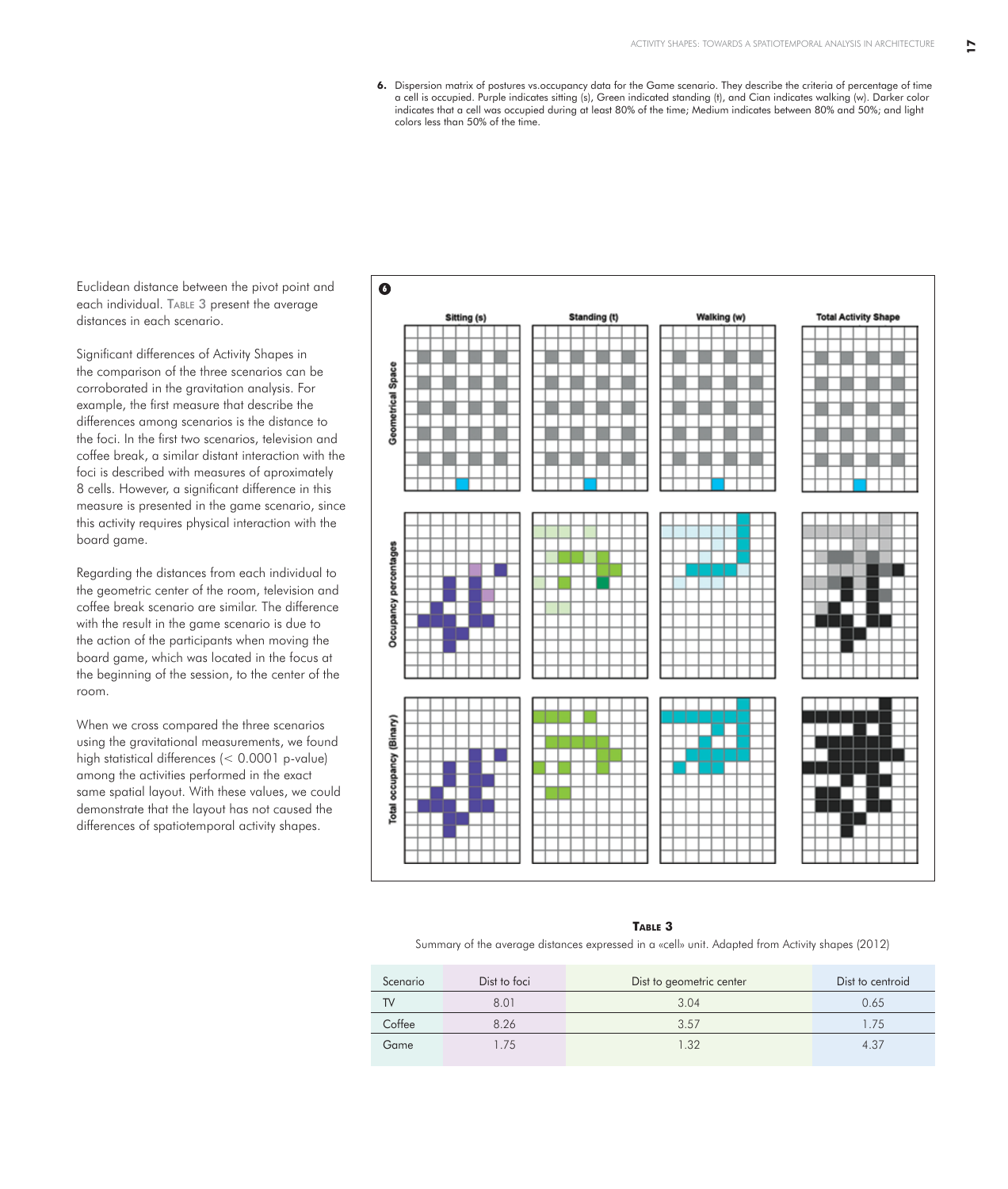6. Dispersion matrix of postures vs.occupancy data for the Game scenario. They describe the criteria of percentage of time a cell is occupied. Purple indicates sitting (s), Green indicated standing (t), and Cian indicates walking (w). Darker color indicates that a cell was occupied during at least 80% of the time; Medium indicates between 80% and 50%; and light colors less than 50% of the time.

Euclidean distance between the pivot point and each individual. TABLE 3 present the average distances in each scenario.

Significant differences of Activity Shapes in the comparison of the three scenarios can be corroborated in the gravitation analysis. For example, the first measure that describe the differences among scenarios is the distance to the foci. In the first two scenarios, television and coffee break, a similar distant interaction with the foci is described with measures of aproximately 8 cells. However, a significant difference in this measure is presented in the game scenario, since this activity requires physical interaction with the board game.

Regarding the distances from each individual to the geometric center of the room, television and coffee break scenario are similar. The difference with the result in the game scenario is due to the action of the participants when moving the board game, which was located in the focus at the beginning of the session, to the center of the room.

When we cross compared the three scenarios using the gravitational measurements, we found high statistical differences (< 0.0001 p-value) among the activities performed in the exact same spatial layout. With these values, we could demonstrate that the layout has not caused the differences of spatiotemporal activity shapes.

**TABLE 3**

Summary of the average distances expressed in a «cell» unit. Adapted from Activity shapes (2012)

| Scenario | Dist to foci | Dist to geometric center | Dist to centroid |
|---|---|---|---|
| TV | 8.01 | 3.04 | 0.65 |
| Coffee | 8.26 | 3.57 | 1.75 |
| Game | 1.75 | 1.32 | 4.37 |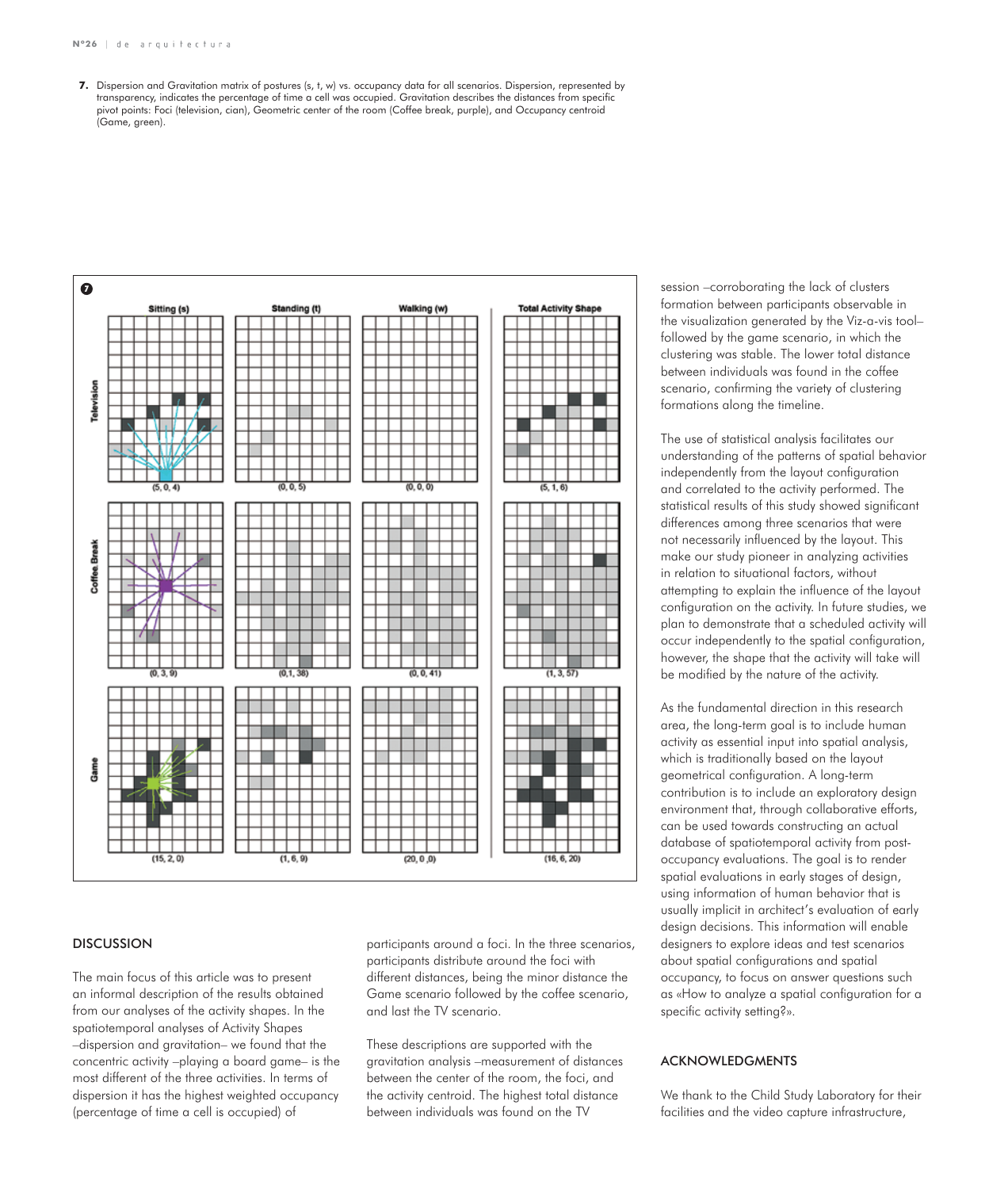**7.** Dispersion and Gravitation matrix of postures (s, t, w) vs. occupancy data for all scenarios. Dispersion, represented by transparency, indicates the percentage of time a cell was occupied. Gravitation describes the distances from specific pivot points: Foci (television, cian), Geometric center of the room (Coffee break, purple), and Occupancy centroid (Game, green).

## DISCUSSION

The main focus of this article was to present an informal description of the results obtained from our analyses of the activity shapes. In the spatiotemporal analyses of Activity Shapes –dispersion and gravitation– we found that the concentric activity –playing a board game– is the most different of the three activities. In terms of dispersion it has the highest weighted occupancy (percentage of time a cell is occupied) of participants around a foci. In the three scenarios, participants distribute around the foci with different distances, being the minor distance the Game scenario followed by the coffee scenario, and last the TV scenario.

These descriptions are supported with the gravitation analysis –measurement of distances between the center of the room, the foci, and the activity centroid. The highest total distance between individuals was found on the TV session –corroborating the lack of clusters formation between participants observable in the visualization generated by the Viz-a-vis tool– followed by the game scenario, in which the clustering was stable. The lower total distance between individuals was found in the coffee scenario, confirming the variety of clustering formations along the timeline.

The use of statistical analysis facilitates our understanding of the patterns of spatial behavior independently from the layout configuration and correlated to the activity performed. The statistical results of this study showed significant differences among three scenarios that were not necessarily influenced by the layout. This make our study pioneer in analyzing activities in relation to situational factors, without attempting to explain the influence of the layout configuration on the activity. In future studies, we plan to demonstrate that a scheduled activity will occur independently to the spatial configuration, however, the shape that the activity will take will be modified by the nature of the activity.

As the fundamental direction in this research area, the long-term goal is to include human activity as essential input into spatial analysis, which is traditionally based on the layout geometrical configuration. A long-term contribution is to include an exploratory design environment that, through collaborative efforts, can be used towards constructing an actual database of spatiotemporal activity from post-occupancy evaluations. The goal is to render spatial evaluations in early stages of design, using information of human behavior that is usually implicit in architect's evaluation of early design decisions. This information will enable designers to explore ideas and test scenarios about spatial configurations and spatial occupancy, to focus on answer questions such as «How to analyze a spatial configuration for a specific activity setting?».

## ACKNOWLEDGMENTS

We thank to the Child Study Laboratory for their facilities and the video capture infrastructure,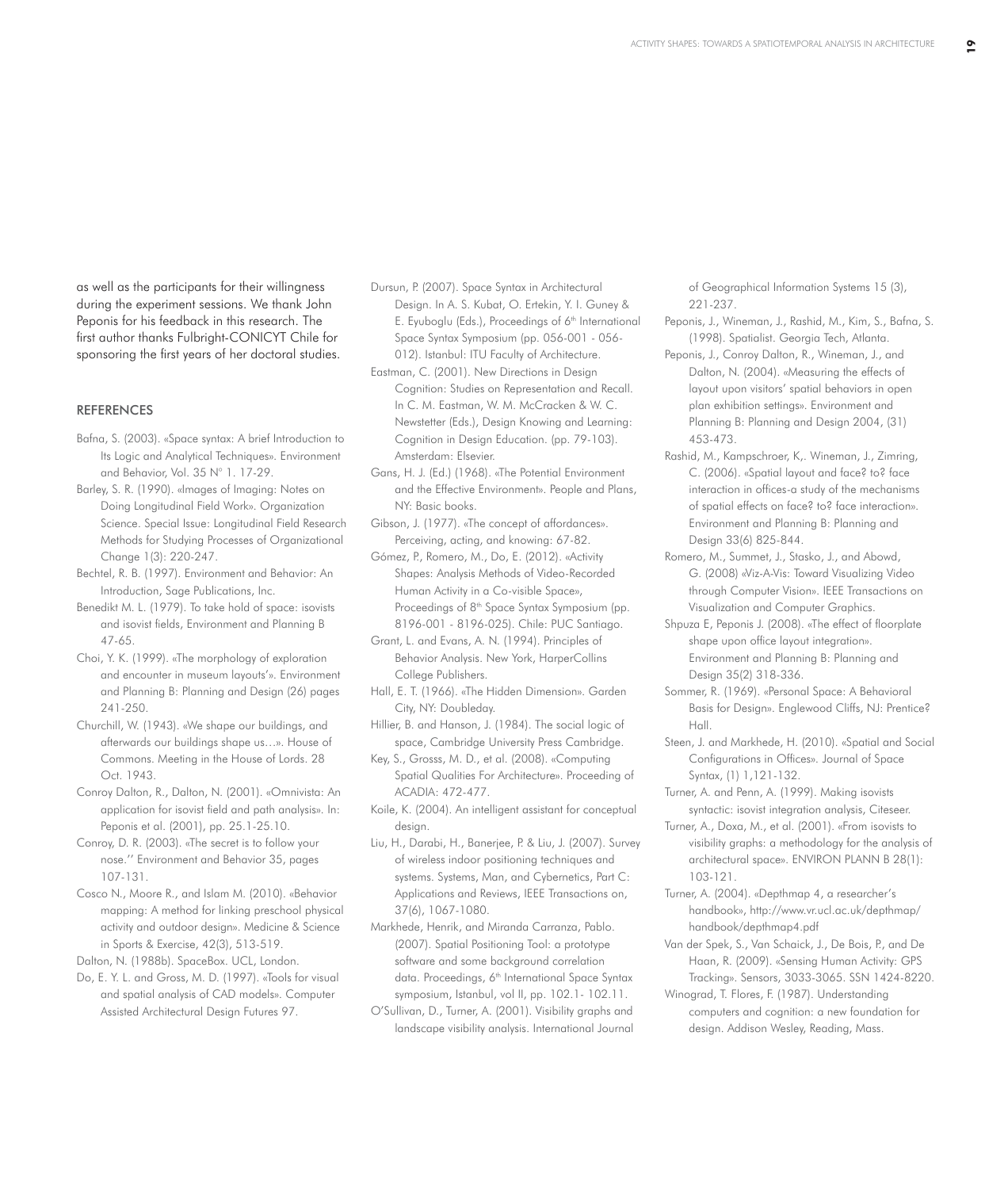as well as the participants for their willingness during the experiment sessions. We thank John Peponis for his feedback in this research. The first author thanks Fulbright-CONICYT Chile for sponsoring the first years of her doctoral studies.

## REFERENCES

Bafna, S. (2003). «Space syntax: A brief Introduction to Its Logic and Analytical Techniques». Environment and Behavior, Vol. 35 N° 1. 17-29.

Barley, S. R. (1990). «Images of Imaging: Notes on Doing Longitudinal Field Work». Organization Science. Special Issue: Longitudinal Field Research Methods for Studying Processes of Organizational Change 1(3): 220-247.

Bechtel, R. B. (1997). Environment and Behavior: An Introduction, Sage Publications, Inc.

Benedikt M. L. (1979). To take hold of space: isovists and isovist fields, Environment and Planning B 47-65.

Choi, Y. K. (1999). «The morphology of exploration and encounter in museum layouts'». Environment and Planning B: Planning and Design (26) pages 241-250.

Churchill, W. (1943). «We shape our buildings, and afterwards our buildings shape us…». House of Commons. Meeting in the House of Lords. 28 Oct. 1943.

Conroy Dalton, R., Dalton, N. (2001). «Omnivista: An application for isovist field and path analysis». In: Peponis et al. (2001), pp. 25.1-25.10.

Conroy, D. R. (2003). «The secret is to follow your nose.'' Environment and Behavior 35, pages 107-131.

Cosco N., Moore R., and Islam M. (2010). «Behavior mapping: A method for linking preschool physical activity and outdoor design». Medicine & Science in Sports & Exercise, 42(3), 513-519.

Dalton, N. (1988b). SpaceBox. UCL, London.

Do, E. Y. L. and Gross, M. D. (1997). «Tools for visual and spatial analysis of CAD models». Computer Assisted Architectural Design Futures 97.

Dursun, P. (2007). Space Syntax in Architectural Design. In A. S. Kubat, O. Ertekin, Y. I. Guney & E. Eyuboglu (Eds.), Proceedings of 6th International Space Syntax Symposium (pp. 056-001 - 056-012). Istanbul: ITU Faculty of Architecture.

Eastman, C. (2001). New Directions in Design Cognition: Studies on Representation and Recall. In C. M. Eastman, W. M. McCracken & W. C. Newstetter (Eds.), Design Knowing and Learning: Cognition in Design Education. (pp. 79-103). Amsterdam: Elsevier.

Gans, H. J. (Ed.) (1968). «The Potential Environment and the Effective Environment». People and Plans, NY: Basic books.

Gibson, J. (1977). «The concept of affordances». Perceiving, acting, and knowing: 67-82.

Gómez, P., Romero, M., Do, E. (2012). «Activity Shapes: Analysis Methods of Video-Recorded Human Activity in a Co-visible Space», Proceedings of 8th Space Syntax Symposium (pp. 8196-001 - 8196-025). Chile: PUC Santiago.

Grant, L. and Evans, A. N. (1994). Principles of Behavior Analysis. New York, HarperCollins College Publishers.

Hall, E. T. (1966). «The Hidden Dimension». Garden City, NY: Doubleday.

Hillier, B. and Hanson, J. (1984). The social logic of space, Cambridge University Press Cambridge.

Key, S., Grosss, M. D., et al. (2008). «Computing Spatial Qualities For Architecture». Proceeding of ACADIA: 472-477.

Koile, K. (2004). An intelligent assistant for conceptual design.

Liu, H., Darabi, H., Banerjee, P. & Liu, J. (2007). Survey of wireless indoor positioning techniques and systems. Systems, Man, and Cybernetics, Part C: Applications and Reviews, IEEE Transactions on, 37(6), 1067-1080.

Markhede, Henrik, and Miranda Carranza, Pablo. (2007). Spatial Positioning Tool: a prototype software and some background correlation data. Proceedings, 6th International Space Syntax symposium, Istanbul, vol II, pp. 102.1- 102.11.

O'Sullivan, D., Turner, A. (2001). Visibility graphs and landscape visibility analysis. International Journal of Geographical Information Systems 15 (3), 221-237.

Peponis, J., Wineman, J., Rashid, M., Kim, S., Bafna, S. (1998). Spatialist. Georgia Tech, Atlanta.

Peponis, J., Conroy Dalton, R., Wineman, J., and Dalton, N. (2004). «Measuring the effects of layout upon visitors' spatial behaviors in open plan exhibition settings». Environment and Planning B: Planning and Design 2004, (31) 453-473.

Rashid, M., Kampschroer, K,. Wineman, J., Zimring, C. (2006). «Spatial layout and face? to? face interaction in offices-a study of the mechanisms of spatial effects on face? to? face interaction». Environment and Planning B: Planning and Design 33(6) 825-844.

Romero, M., Summet, J., Stasko, J., and Abowd, G. (2008) «Viz-A-Vis: Toward Visualizing Video through Computer Vision». IEEE Transactions on Visualization and Computer Graphics.

Shpuza E, Peponis J. (2008). «The effect of floorplate shape upon office layout integration». Environment and Planning B: Planning and Design 35(2) 318-336.

Sommer, R. (1969). «Personal Space: A Behavioral Basis for Design». Englewood Cliffs, NJ: Prentice? Hall.

Steen, J. and Markhede, H. (2010). «Spatial and Social Configurations in Offices». Journal of Space Syntax, (1) 1,121-132.

Turner, A. and Penn, A. (1999). Making isovists syntactic: isovist integration analysis, Citeseer.

Turner, A., Doxa, M., et al. (2001). «From isovists to visibility graphs: a methodology for the analysis of architectural space». ENVIRON PLANN B 28(1): 103-121.

Turner, A. (2004). «Depthmap 4, a researcher's handbook», http://www.vr.ucl.ac.uk/depthmap/handbook/depthmap4.pdf

Van der Spek, S., Van Schaick, J., De Bois, P., and De Haan, R. (2009). «Sensing Human Activity: GPS Tracking». Sensors, 3033-3065. SSN 1424-8220.

Winograd, T. Flores, F. (1987). Understanding computers and cognition: a new foundation for design. Addison Wesley, Reading, Mass.